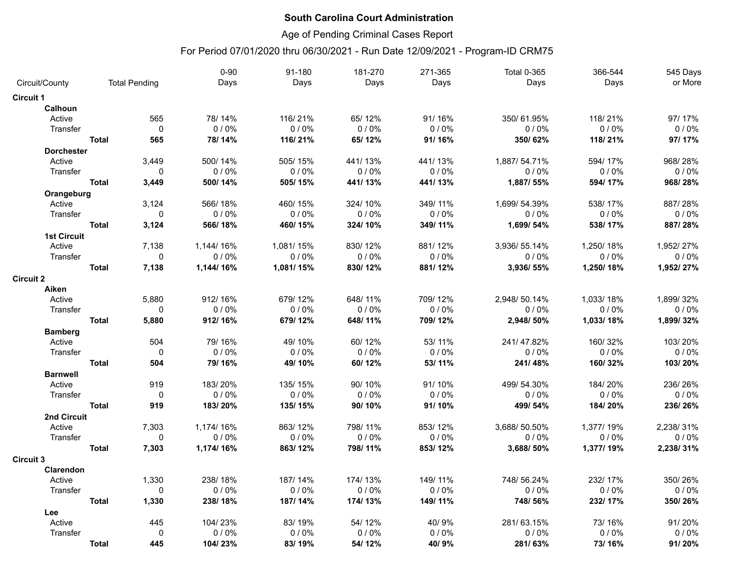**South Carolina Court Administration**

Age of Pending Criminal Cases Report

For Period 07/01/2020 thru 06/30/2021 - Run Date 12/09/2021 - Program-ID CRM75

| Circuit/County | | Total Pending | 0-90 Days | 91-180 Days | 181-270 Days | 271-365 Days | Total 0-365 Days | 366-544 Days | 545 Days or More |
|---|---|---|---|---|---|---|---|---|---|
| **Circuit 1** | | | | | | | | | |
| **Calhoun** | | | | | | | | | |
| Active | | 565 | 78/ 14% | 116/ 21% | 65/ 12% | 91/ 16% | 350/ 61.95% | 118/ 21% | 97/ 17% |
| Transfer | | 0 | 0 / 0% | 0 / 0% | 0 / 0% | 0 / 0% | 0 / 0% | 0 / 0% | 0 / 0% |
| | **Total** | **565** | **78/ 14%** | **116/ 21%** | **65/ 12%** | **91/ 16%** | **350/ 62%** | **118/ 21%** | **97/ 17%** |
| **Dorchester** | | | | | | | | | |
| Active | | 3,449 | 500/ 14% | 505/ 15% | 441/ 13% | 441/ 13% | 1,887/ 54.71% | 594/ 17% | 968/ 28% |
| Transfer | | 0 | 0 / 0% | 0 / 0% | 0 / 0% | 0 / 0% | 0 / 0% | 0 / 0% | 0 / 0% |
| | **Total** | **3,449** | **500/ 14%** | **505/ 15%** | **441/ 13%** | **441/ 13%** | **1,887/ 55%** | **594/ 17%** | **968/ 28%** |
| **Orangeburg** | | | | | | | | | |
| Active | | 3,124 | 566/ 18% | 460/ 15% | 324/ 10% | 349/ 11% | 1,699/ 54.39% | 538/ 17% | 887/ 28% |
| Transfer | | 0 | 0 / 0% | 0 / 0% | 0 / 0% | 0 / 0% | 0 / 0% | 0 / 0% | 0 / 0% |
| | **Total** | **3,124** | **566/ 18%** | **460/ 15%** | **324/ 10%** | **349/ 11%** | **1,699/ 54%** | **538/ 17%** | **887/ 28%** |
| **1st Circuit** | | | | | | | | | |
| Active | | 7,138 | 1,144/ 16% | 1,081/ 15% | 830/ 12% | 881/ 12% | 3,936/ 55.14% | 1,250/ 18% | 1,952/ 27% |
| Transfer | | 0 | 0 / 0% | 0 / 0% | 0 / 0% | 0 / 0% | 0 / 0% | 0 / 0% | 0 / 0% |
| | **Total** | **7,138** | **1,144/ 16%** | **1,081/ 15%** | **830/ 12%** | **881/ 12%** | **3,936/ 55%** | **1,250/ 18%** | **1,952/ 27%** |
| **Circuit 2** | | | | | | | | | |
| **Aiken** | | | | | | | | | |
| Active | | 5,880 | 912/ 16% | 679/ 12% | 648/ 11% | 709/ 12% | 2,948/ 50.14% | 1,033/ 18% | 1,899/ 32% |
| Transfer | | 0 | 0 / 0% | 0 / 0% | 0 / 0% | 0 / 0% | 0 / 0% | 0 / 0% | 0 / 0% |
| | **Total** | **5,880** | **912/ 16%** | **679/ 12%** | **648/ 11%** | **709/ 12%** | **2,948/ 50%** | **1,033/ 18%** | **1,899/ 32%** |
| **Bamberg** | | | | | | | | | |
| Active | | 504 | 79/ 16% | 49/ 10% | 60/ 12% | 53/ 11% | 241/ 47.82% | 160/ 32% | 103/ 20% |
| Transfer | | 0 | 0 / 0% | 0 / 0% | 0 / 0% | 0 / 0% | 0 / 0% | 0 / 0% | 0 / 0% |
| | **Total** | **504** | **79/ 16%** | **49/ 10%** | **60/ 12%** | **53/ 11%** | **241/ 48%** | **160/ 32%** | **103/ 20%** |
| **Barnwell** | | | | | | | | | |
| Active | | 919 | 183/ 20% | 135/ 15% | 90/ 10% | 91/ 10% | 499/ 54.30% | 184/ 20% | 236/ 26% |
| Transfer | | 0 | 0 / 0% | 0 / 0% | 0 / 0% | 0 / 0% | 0 / 0% | 0 / 0% | 0 / 0% |
| | **Total** | **919** | **183/ 20%** | **135/ 15%** | **90/ 10%** | **91/ 10%** | **499/ 54%** | **184/ 20%** | **236/ 26%** |
| **2nd Circuit** | | | | | | | | | |
| Active | | 7,303 | 1,174/ 16% | 863/ 12% | 798/ 11% | 853/ 12% | 3,688/ 50.50% | 1,377/ 19% | 2,238/ 31% |
| Transfer | | 0 | 0 / 0% | 0 / 0% | 0 / 0% | 0 / 0% | 0 / 0% | 0 / 0% | 0 / 0% |
| | **Total** | **7,303** | **1,174/ 16%** | **863/ 12%** | **798/ 11%** | **853/ 12%** | **3,688/ 50%** | **1,377/ 19%** | **2,238/ 31%** |
| **Circuit 3** | | | | | | | | | |
| **Clarendon** | | | | | | | | | |
| Active | | 1,330 | 238/ 18% | 187/ 14% | 174/ 13% | 149/ 11% | 748/ 56.24% | 232/ 17% | 350/ 26% |
| Transfer | | 0 | 0 / 0% | 0 / 0% | 0 / 0% | 0 / 0% | 0 / 0% | 0 / 0% | 0 / 0% |
| | **Total** | **1,330** | **238/ 18%** | **187/ 14%** | **174/ 13%** | **149/ 11%** | **748/ 56%** | **232/ 17%** | **350/ 26%** |
| **Lee** | | | | | | | | | |
| Active | | 445 | 104/ 23% | 83/ 19% | 54/ 12% | 40/ 9% | 281/ 63.15% | 73/ 16% | 91/ 20% |
| Transfer | | 0 | 0 / 0% | 0 / 0% | 0 / 0% | 0 / 0% | 0 / 0% | 0 / 0% | 0 / 0% |
| | **Total** | **445** | **104/ 23%** | **83/ 19%** | **54/ 12%** | **40/ 9%** | **281/ 63%** | **73/ 16%** | **91/ 20%** |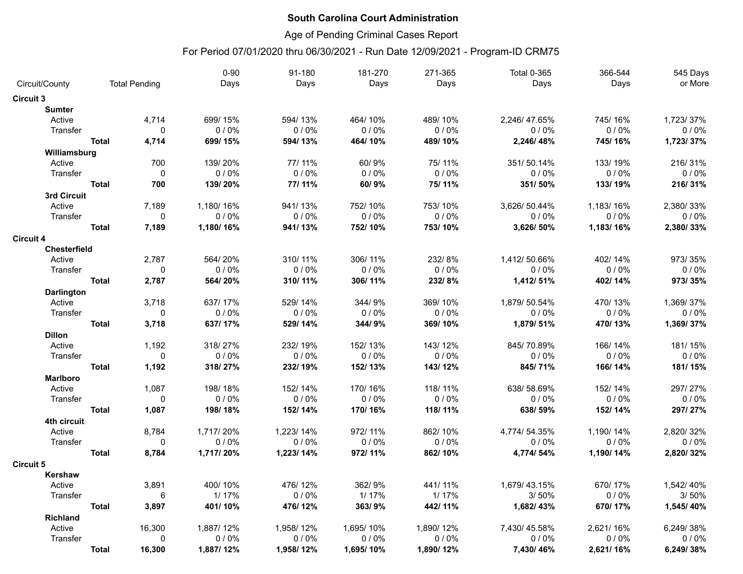**South Carolina Court Administration**

Age of Pending Criminal Cases Report

For Period 07/01/2020 thru 06/30/2021 - Run Date 12/09/2021 - Program-ID CRM75

| Circuit/County | | Total Pending | 0-90 Days | 91-180 Days | 181-270 Days | 271-365 Days | Total 0-365 Days | 366-544 Days | 545 Days or More |
|---|---|---|---|---|---|---|---|---|---|
| **Circuit 3** | | | | | | | | | |
| **Sumter** | | | | | | | | | |
| Active | | 4,714 | 699/ 15% | 594/ 13% | 464/ 10% | 489/ 10% | 2,246/ 47.65% | 745/ 16% | 1,723/ 37% |
| Transfer | | 0 | 0 / 0% | 0 / 0% | 0 / 0% | 0 / 0% | 0 / 0% | 0 / 0% | 0 / 0% |
| | **Total** | **4,714** | **699/ 15%** | **594/ 13%** | **464/ 10%** | **489/ 10%** | **2,246/ 48%** | **745/ 16%** | **1,723/ 37%** |
| **Williamsburg** | | | | | | | | | |
| Active | | 700 | 139/ 20% | 77/ 11% | 60/ 9% | 75/ 11% | 351/ 50.14% | 133/ 19% | 216/ 31% |
| Transfer | | 0 | 0 / 0% | 0 / 0% | 0 / 0% | 0 / 0% | 0 / 0% | 0 / 0% | 0 / 0% |
| | **Total** | **700** | **139/ 20%** | **77/ 11%** | **60/ 9%** | **75/ 11%** | **351/ 50%** | **133/ 19%** | **216/ 31%** |
| **3rd Circuit** | | | | | | | | | |
| Active | | 7,189 | 1,180/ 16% | 941/ 13% | 752/ 10% | 753/ 10% | 3,626/ 50.44% | 1,183/ 16% | 2,380/ 33% |
| Transfer | | 0 | 0 / 0% | 0 / 0% | 0 / 0% | 0 / 0% | 0 / 0% | 0 / 0% | 0 / 0% |
| | **Total** | **7,189** | **1,180/ 16%** | **941/ 13%** | **752/ 10%** | **753/ 10%** | **3,626/ 50%** | **1,183/ 16%** | **2,380/ 33%** |
| **Circuit 4** | | | | | | | | | |
| **Chesterfield** | | | | | | | | | |
| Active | | 2,787 | 564/ 20% | 310/ 11% | 306/ 11% | 232/ 8% | 1,412/ 50.66% | 402/ 14% | 973/ 35% |
| Transfer | | 0 | 0 / 0% | 0 / 0% | 0 / 0% | 0 / 0% | 0 / 0% | 0 / 0% | 0 / 0% |
| | **Total** | **2,787** | **564/ 20%** | **310/ 11%** | **306/ 11%** | **232/ 8%** | **1,412/ 51%** | **402/ 14%** | **973/ 35%** |
| **Darlington** | | | | | | | | | |
| Active | | 3,718 | 637/ 17% | 529/ 14% | 344/ 9% | 369/ 10% | 1,879/ 50.54% | 470/ 13% | 1,369/ 37% |
| Transfer | | 0 | 0 / 0% | 0 / 0% | 0 / 0% | 0 / 0% | 0 / 0% | 0 / 0% | 0 / 0% |
| | **Total** | **3,718** | **637/ 17%** | **529/ 14%** | **344/ 9%** | **369/ 10%** | **1,879/ 51%** | **470/ 13%** | **1,369/ 37%** |
| **Dillon** | | | | | | | | | |
| Active | | 1,192 | 318/ 27% | 232/ 19% | 152/ 13% | 143/ 12% | 845/ 70.89% | 166/ 14% | 181/ 15% |
| Transfer | | 0 | 0 / 0% | 0 / 0% | 0 / 0% | 0 / 0% | 0 / 0% | 0 / 0% | 0 / 0% |
| | **Total** | **1,192** | **318/ 27%** | **232/ 19%** | **152/ 13%** | **143/ 12%** | **845/ 71%** | **166/ 14%** | **181/ 15%** |
| **Marlboro** | | | | | | | | | |
| Active | | 1,087 | 198/ 18% | 152/ 14% | 170/ 16% | 118/ 11% | 638/ 58.69% | 152/ 14% | 297/ 27% |
| Transfer | | 0 | 0 / 0% | 0 / 0% | 0 / 0% | 0 / 0% | 0 / 0% | 0 / 0% | 0 / 0% |
| | **Total** | **1,087** | **198/ 18%** | **152/ 14%** | **170/ 16%** | **118/ 11%** | **638/ 59%** | **152/ 14%** | **297/ 27%** |
| **4th circuit** | | | | | | | | | |
| Active | | 8,784 | 1,717/ 20% | 1,223/ 14% | 972/ 11% | 862/ 10% | 4,774/ 54.35% | 1,190/ 14% | 2,820/ 32% |
| Transfer | | 0 | 0 / 0% | 0 / 0% | 0 / 0% | 0 / 0% | 0 / 0% | 0 / 0% | 0 / 0% |
| | **Total** | **8,784** | **1,717/ 20%** | **1,223/ 14%** | **972/ 11%** | **862/ 10%** | **4,774/ 54%** | **1,190/ 14%** | **2,820/ 32%** |
| **Circuit 5** | | | | | | | | | |
| **Kershaw** | | | | | | | | | |
| Active | | 3,891 | 400/ 10% | 476/ 12% | 362/ 9% | 441/ 11% | 1,679/ 43.15% | 670/ 17% | 1,542/ 40% |
| Transfer | | 6 | 1/ 17% | 0 / 0% | 1/ 17% | 1/ 17% | 3/ 50% | 0 / 0% | 3/ 50% |
| | **Total** | **3,897** | **401/ 10%** | **476/ 12%** | **363/ 9%** | **442/ 11%** | **1,682/ 43%** | **670/ 17%** | **1,545/ 40%** |
| **Richland** | | | | | | | | | |
| Active | | 16,300 | 1,887/ 12% | 1,958/ 12% | 1,695/ 10% | 1,890/ 12% | 7,430/ 45.58% | 2,621/ 16% | 6,249/ 38% |
| Transfer | | 0 | 0 / 0% | 0 / 0% | 0 / 0% | 0 / 0% | 0 / 0% | 0 / 0% | 0 / 0% |
| | **Total** | **16,300** | **1,887/ 12%** | **1,958/ 12%** | **1,695/ 10%** | **1,890/ 12%** | **7,430/ 46%** | **2,621/ 16%** | **6,249/ 38%** |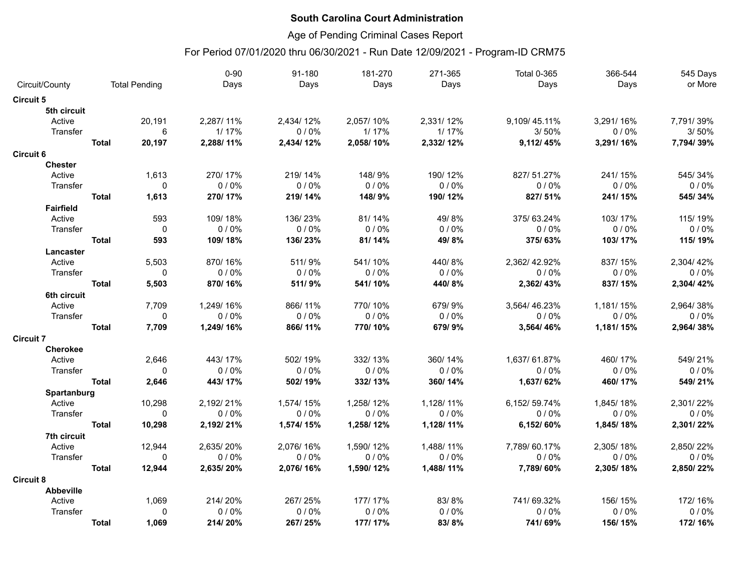**South Carolina Court Administration**

Age of Pending Criminal Cases Report

For Period 07/01/2020 thru 06/30/2021 - Run Date 12/09/2021 - Program-ID CRM75

| Circuit/County | | Total Pending | 0-90 Days | 91-180 Days | 181-270 Days | 271-365 Days | Total 0-365 Days | 366-544 Days | 545 Days or More |
|---|---|---|---|---|---|---|---|---|---|
| **Circuit 5** | | | | | | | | | |
| **5th circuit** | | | | | | | | | |
| Active | | 20,191 | 2,287/ 11% | 2,434/ 12% | 2,057/ 10% | 2,331/ 12% | 9,109/ 45.11% | 3,291/ 16% | 7,791/ 39% |
| Transfer | | 6 | 1/ 17% | 0 / 0% | 1/ 17% | 1/ 17% | 3/ 50% | 0 / 0% | 3/ 50% |
| | **Total** | **20,197** | **2,288/ 11%** | **2,434/ 12%** | **2,058/ 10%** | **2,332/ 12%** | **9,112/ 45%** | **3,291/ 16%** | **7,794/ 39%** |
| **Circuit 6** | | | | | | | | | |
| **Chester** | | | | | | | | | |
| Active | | 1,613 | 270/ 17% | 219/ 14% | 148/ 9% | 190/ 12% | 827/ 51.27% | 241/ 15% | 545/ 34% |
| Transfer | | 0 | 0 / 0% | 0 / 0% | 0 / 0% | 0 / 0% | 0 / 0% | 0 / 0% | 0 / 0% |
| | **Total** | **1,613** | **270/ 17%** | **219/ 14%** | **148/ 9%** | **190/ 12%** | **827/ 51%** | **241/ 15%** | **545/ 34%** |
| **Fairfield** | | | | | | | | | |
| Active | | 593 | 109/ 18% | 136/ 23% | 81/ 14% | 49/ 8% | 375/ 63.24% | 103/ 17% | 115/ 19% |
| Transfer | | 0 | 0 / 0% | 0 / 0% | 0 / 0% | 0 / 0% | 0 / 0% | 0 / 0% | 0 / 0% |
| | **Total** | **593** | **109/ 18%** | **136/ 23%** | **81/ 14%** | **49/ 8%** | **375/ 63%** | **103/ 17%** | **115/ 19%** |
| **Lancaster** | | | | | | | | | |
| Active | | 5,503 | 870/ 16% | 511/ 9% | 541/ 10% | 440/ 8% | 2,362/ 42.92% | 837/ 15% | 2,304/ 42% |
| Transfer | | 0 | 0 / 0% | 0 / 0% | 0 / 0% | 0 / 0% | 0 / 0% | 0 / 0% | 0 / 0% |
| | **Total** | **5,503** | **870/ 16%** | **511/ 9%** | **541/ 10%** | **440/ 8%** | **2,362/ 43%** | **837/ 15%** | **2,304/ 42%** |
| **6th circuit** | | | | | | | | | |
| Active | | 7,709 | 1,249/ 16% | 866/ 11% | 770/ 10% | 679/ 9% | 3,564/ 46.23% | 1,181/ 15% | 2,964/ 38% |
| Transfer | | 0 | 0 / 0% | 0 / 0% | 0 / 0% | 0 / 0% | 0 / 0% | 0 / 0% | 0 / 0% |
| | **Total** | **7,709** | **1,249/ 16%** | **866/ 11%** | **770/ 10%** | **679/ 9%** | **3,564/ 46%** | **1,181/ 15%** | **2,964/ 38%** |
| **Circuit 7** | | | | | | | | | |
| **Cherokee** | | | | | | | | | |
| Active | | 2,646 | 443/ 17% | 502/ 19% | 332/ 13% | 360/ 14% | 1,637/ 61.87% | 460/ 17% | 549/ 21% |
| Transfer | | 0 | 0 / 0% | 0 / 0% | 0 / 0% | 0 / 0% | 0 / 0% | 0 / 0% | 0 / 0% |
| | **Total** | **2,646** | **443/ 17%** | **502/ 19%** | **332/ 13%** | **360/ 14%** | **1,637/ 62%** | **460/ 17%** | **549/ 21%** |
| **Spartanburg** | | | | | | | | | |
| Active | | 10,298 | 2,192/ 21% | 1,574/ 15% | 1,258/ 12% | 1,128/ 11% | 6,152/ 59.74% | 1,845/ 18% | 2,301/ 22% |
| Transfer | | 0 | 0 / 0% | 0 / 0% | 0 / 0% | 0 / 0% | 0 / 0% | 0 / 0% | 0 / 0% |
| | **Total** | **10,298** | **2,192/ 21%** | **1,574/ 15%** | **1,258/ 12%** | **1,128/ 11%** | **6,152/ 60%** | **1,845/ 18%** | **2,301/ 22%** |
| **7th circuit** | | | | | | | | | |
| Active | | 12,944 | 2,635/ 20% | 2,076/ 16% | 1,590/ 12% | 1,488/ 11% | 7,789/ 60.17% | 2,305/ 18% | 2,850/ 22% |
| Transfer | | 0 | 0 / 0% | 0 / 0% | 0 / 0% | 0 / 0% | 0 / 0% | 0 / 0% | 0 / 0% |
| | **Total** | **12,944** | **2,635/ 20%** | **2,076/ 16%** | **1,590/ 12%** | **1,488/ 11%** | **7,789/ 60%** | **2,305/ 18%** | **2,850/ 22%** |
| **Circuit 8** | | | | | | | | | |
| **Abbeville** | | | | | | | | | |
| Active | | 1,069 | 214/ 20% | 267/ 25% | 177/ 17% | 83/ 8% | 741/ 69.32% | 156/ 15% | 172/ 16% |
| Transfer | | 0 | 0 / 0% | 0 / 0% | 0 / 0% | 0 / 0% | 0 / 0% | 0 / 0% | 0 / 0% |
| | **Total** | **1,069** | **214/ 20%** | **267/ 25%** | **177/ 17%** | **83/ 8%** | **741/ 69%** | **156/ 15%** | **172/ 16%** |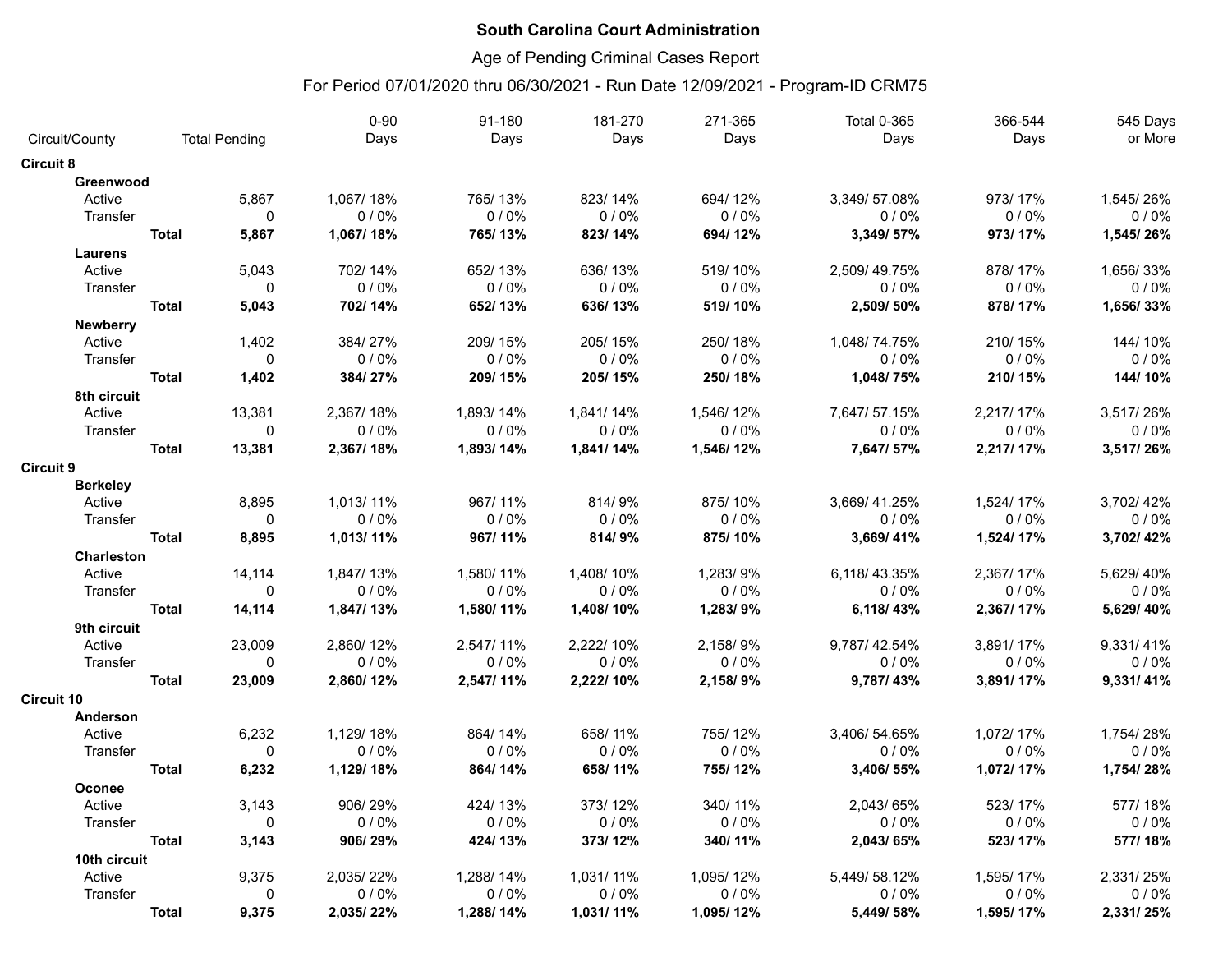**South Carolina Court Administration**

Age of Pending Criminal Cases Report

For Period 07/01/2020 thru 06/30/2021 - Run Date 12/09/2021 - Program-ID CRM75

| Circuit/County | | Total Pending | 0-90 Days | 91-180 Days | 181-270 Days | 271-365 Days | Total 0-365 Days | 366-544 Days | 545 Days or More |
|---|---|---|---|---|---|---|---|---|---|
| **Circuit 8** | | | | | | | | | |
| **Greenwood** | | | | | | | | | |
| Active | | 5,867 | 1,067/ 18% | 765/ 13% | 823/ 14% | 694/ 12% | 3,349/ 57.08% | 973/ 17% | 1,545/ 26% |
| Transfer | | 0 | 0 / 0% | 0 / 0% | 0 / 0% | 0 / 0% | 0 / 0% | 0 / 0% | 0 / 0% |
| | **Total** | **5,867** | **1,067/ 18%** | **765/ 13%** | **823/ 14%** | **694/ 12%** | **3,349/ 57%** | **973/ 17%** | **1,545/ 26%** |
| **Laurens** | | | | | | | | | |
| Active | | 5,043 | 702/ 14% | 652/ 13% | 636/ 13% | 519/ 10% | 2,509/ 49.75% | 878/ 17% | 1,656/ 33% |
| Transfer | | 0 | 0 / 0% | 0 / 0% | 0 / 0% | 0 / 0% | 0 / 0% | 0 / 0% | 0 / 0% |
| | **Total** | **5,043** | **702/ 14%** | **652/ 13%** | **636/ 13%** | **519/ 10%** | **2,509/ 50%** | **878/ 17%** | **1,656/ 33%** |
| **Newberry** | | | | | | | | | |
| Active | | 1,402 | 384/ 27% | 209/ 15% | 205/ 15% | 250/ 18% | 1,048/ 74.75% | 210/ 15% | 144/ 10% |
| Transfer | | 0 | 0 / 0% | 0 / 0% | 0 / 0% | 0 / 0% | 0 / 0% | 0 / 0% | 0 / 0% |
| | **Total** | **1,402** | **384/ 27%** | **209/ 15%** | **205/ 15%** | **250/ 18%** | **1,048/ 75%** | **210/ 15%** | **144/ 10%** |
| **8th circuit** | | | | | | | | | |
| Active | | 13,381 | 2,367/ 18% | 1,893/ 14% | 1,841/ 14% | 1,546/ 12% | 7,647/ 57.15% | 2,217/ 17% | 3,517/ 26% |
| Transfer | | 0 | 0 / 0% | 0 / 0% | 0 / 0% | 0 / 0% | 0 / 0% | 0 / 0% | 0 / 0% |
| | **Total** | **13,381** | **2,367/ 18%** | **1,893/ 14%** | **1,841/ 14%** | **1,546/ 12%** | **7,647/ 57%** | **2,217/ 17%** | **3,517/ 26%** |
| **Circuit 9** | | | | | | | | | |
| **Berkeley** | | | | | | | | | |
| Active | | 8,895 | 1,013/ 11% | 967/ 11% | 814/ 9% | 875/ 10% | 3,669/ 41.25% | 1,524/ 17% | 3,702/ 42% |
| Transfer | | 0 | 0 / 0% | 0 / 0% | 0 / 0% | 0 / 0% | 0 / 0% | 0 / 0% | 0 / 0% |
| | **Total** | **8,895** | **1,013/ 11%** | **967/ 11%** | **814/ 9%** | **875/ 10%** | **3,669/ 41%** | **1,524/ 17%** | **3,702/ 42%** |
| **Charleston** | | | | | | | | | |
| Active | | 14,114 | 1,847/ 13% | 1,580/ 11% | 1,408/ 10% | 1,283/ 9% | 6,118/ 43.35% | 2,367/ 17% | 5,629/ 40% |
| Transfer | | 0 | 0 / 0% | 0 / 0% | 0 / 0% | 0 / 0% | 0 / 0% | 0 / 0% | 0 / 0% |
| | **Total** | **14,114** | **1,847/ 13%** | **1,580/ 11%** | **1,408/ 10%** | **1,283/ 9%** | **6,118/ 43%** | **2,367/ 17%** | **5,629/ 40%** |
| **9th circuit** | | | | | | | | | |
| Active | | 23,009 | 2,860/ 12% | 2,547/ 11% | 2,222/ 10% | 2,158/ 9% | 9,787/ 42.54% | 3,891/ 17% | 9,331/ 41% |
| Transfer | | 0 | 0 / 0% | 0 / 0% | 0 / 0% | 0 / 0% | 0 / 0% | 0 / 0% | 0 / 0% |
| | **Total** | **23,009** | **2,860/ 12%** | **2,547/ 11%** | **2,222/ 10%** | **2,158/ 9%** | **9,787/ 43%** | **3,891/ 17%** | **9,331/ 41%** |
| **Circuit 10** | | | | | | | | | |
| **Anderson** | | | | | | | | | |
| Active | | 6,232 | 1,129/ 18% | 864/ 14% | 658/ 11% | 755/ 12% | 3,406/ 54.65% | 1,072/ 17% | 1,754/ 28% |
| Transfer | | 0 | 0 / 0% | 0 / 0% | 0 / 0% | 0 / 0% | 0 / 0% | 0 / 0% | 0 / 0% |
| | **Total** | **6,232** | **1,129/ 18%** | **864/ 14%** | **658/ 11%** | **755/ 12%** | **3,406/ 55%** | **1,072/ 17%** | **1,754/ 28%** |
| **Oconee** | | | | | | | | | |
| Active | | 3,143 | 906/ 29% | 424/ 13% | 373/ 12% | 340/ 11% | 2,043/ 65% | 523/ 17% | 577/ 18% |
| Transfer | | 0 | 0 / 0% | 0 / 0% | 0 / 0% | 0 / 0% | 0 / 0% | 0 / 0% | 0 / 0% |
| | **Total** | **3,143** | **906/ 29%** | **424/ 13%** | **373/ 12%** | **340/ 11%** | **2,043/ 65%** | **523/ 17%** | **577/ 18%** |
| **10th circuit** | | | | | | | | | |
| Active | | 9,375 | 2,035/ 22% | 1,288/ 14% | 1,031/ 11% | 1,095/ 12% | 5,449/ 58.12% | 1,595/ 17% | 2,331/ 25% |
| Transfer | | 0 | 0 / 0% | 0 / 0% | 0 / 0% | 0 / 0% | 0 / 0% | 0 / 0% | 0 / 0% |
| | **Total** | **9,375** | **2,035/ 22%** | **1,288/ 14%** | **1,031/ 11%** | **1,095/ 12%** | **5,449/ 58%** | **1,595/ 17%** | **2,331/ 25%** |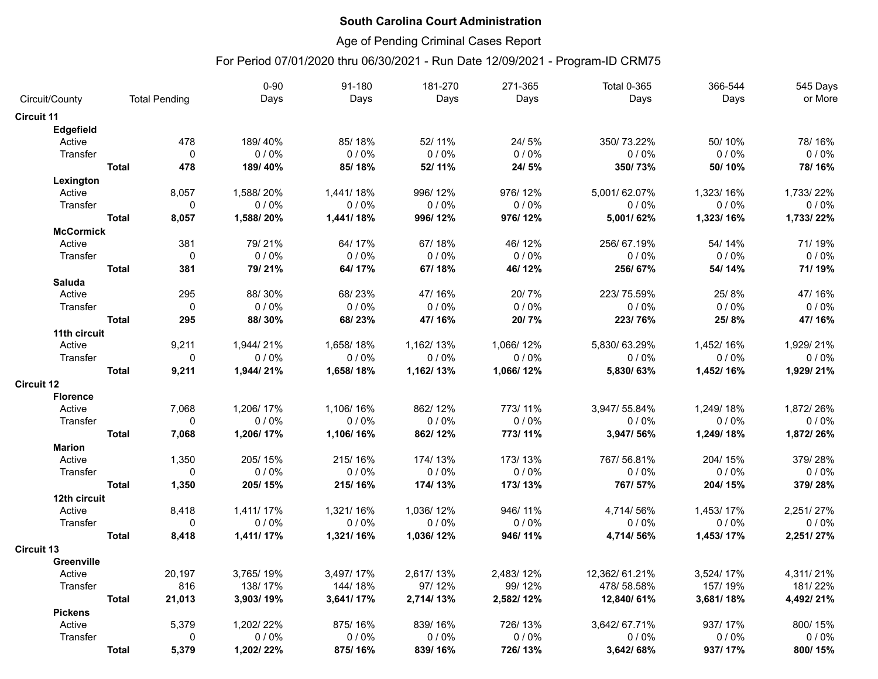**South Carolina Court Administration**

Age of Pending Criminal Cases Report

For Period 07/01/2020 thru 06/30/2021 - Run Date 12/09/2021 - Program-ID CRM75

| Circuit/County | | Total Pending | 0-90 Days | 91-180 Days | 181-270 Days | 271-365 Days | Total 0-365 Days | 366-544 Days | 545 Days or More |
|---|---|---|---|---|---|---|---|---|---|
| **Circuit 11** | | | | | | | | | |
| **Edgefield** | | | | | | | | | |
| Active | | 478 | 189/ 40% | 85/ 18% | 52/ 11% | 24/ 5% | 350/ 73.22% | 50/ 10% | 78/ 16% |
| Transfer | | 0 | 0 / 0% | 0 / 0% | 0 / 0% | 0 / 0% | 0 / 0% | 0 / 0% | 0 / 0% |
| | **Total** | **478** | **189/ 40%** | **85/ 18%** | **52/ 11%** | **24/ 5%** | **350/ 73%** | **50/ 10%** | **78/ 16%** |
| **Lexington** | | | | | | | | | |
| Active | | 8,057 | 1,588/ 20% | 1,441/ 18% | 996/ 12% | 976/ 12% | 5,001/ 62.07% | 1,323/ 16% | 1,733/ 22% |
| Transfer | | 0 | 0 / 0% | 0 / 0% | 0 / 0% | 0 / 0% | 0 / 0% | 0 / 0% | 0 / 0% |
| | **Total** | **8,057** | **1,588/ 20%** | **1,441/ 18%** | **996/ 12%** | **976/ 12%** | **5,001/ 62%** | **1,323/ 16%** | **1,733/ 22%** |
| **McCormick** | | | | | | | | | |
| Active | | 381 | 79/ 21% | 64/ 17% | 67/ 18% | 46/ 12% | 256/ 67.19% | 54/ 14% | 71/ 19% |
| Transfer | | 0 | 0 / 0% | 0 / 0% | 0 / 0% | 0 / 0% | 0 / 0% | 0 / 0% | 0 / 0% |
| | **Total** | **381** | **79/ 21%** | **64/ 17%** | **67/ 18%** | **46/ 12%** | **256/ 67%** | **54/ 14%** | **71/ 19%** |
| **Saluda** | | | | | | | | | |
| Active | | 295 | 88/ 30% | 68/ 23% | 47/ 16% | 20/ 7% | 223/ 75.59% | 25/ 8% | 47/ 16% |
| Transfer | | 0 | 0 / 0% | 0 / 0% | 0 / 0% | 0 / 0% | 0 / 0% | 0 / 0% | 0 / 0% |
| | **Total** | **295** | **88/ 30%** | **68/ 23%** | **47/ 16%** | **20/ 7%** | **223/ 76%** | **25/ 8%** | **47/ 16%** |
| **11th circuit** | | | | | | | | | |
| Active | | 9,211 | 1,944/ 21% | 1,658/ 18% | 1,162/ 13% | 1,066/ 12% | 5,830/ 63.29% | 1,452/ 16% | 1,929/ 21% |
| Transfer | | 0 | 0 / 0% | 0 / 0% | 0 / 0% | 0 / 0% | 0 / 0% | 0 / 0% | 0 / 0% |
| | **Total** | **9,211** | **1,944/ 21%** | **1,658/ 18%** | **1,162/ 13%** | **1,066/ 12%** | **5,830/ 63%** | **1,452/ 16%** | **1,929/ 21%** |
| **Circuit 12** | | | | | | | | | |
| **Florence** | | | | | | | | | |
| Active | | 7,068 | 1,206/ 17% | 1,106/ 16% | 862/ 12% | 773/ 11% | 3,947/ 55.84% | 1,249/ 18% | 1,872/ 26% |
| Transfer | | 0 | 0 / 0% | 0 / 0% | 0 / 0% | 0 / 0% | 0 / 0% | 0 / 0% | 0 / 0% |
| | **Total** | **7,068** | **1,206/ 17%** | **1,106/ 16%** | **862/ 12%** | **773/ 11%** | **3,947/ 56%** | **1,249/ 18%** | **1,872/ 26%** |
| **Marion** | | | | | | | | | |
| Active | | 1,350 | 205/ 15% | 215/ 16% | 174/ 13% | 173/ 13% | 767/ 56.81% | 204/ 15% | 379/ 28% |
| Transfer | | 0 | 0 / 0% | 0 / 0% | 0 / 0% | 0 / 0% | 0 / 0% | 0 / 0% | 0 / 0% |
| | **Total** | **1,350** | **205/ 15%** | **215/ 16%** | **174/ 13%** | **173/ 13%** | **767/ 57%** | **204/ 15%** | **379/ 28%** |
| **12th circuit** | | | | | | | | | |
| Active | | 8,418 | 1,411/ 17% | 1,321/ 16% | 1,036/ 12% | 946/ 11% | 4,714/ 56% | 1,453/ 17% | 2,251/ 27% |
| Transfer | | 0 | 0 / 0% | 0 / 0% | 0 / 0% | 0 / 0% | 0 / 0% | 0 / 0% | 0 / 0% |
| | **Total** | **8,418** | **1,411/ 17%** | **1,321/ 16%** | **1,036/ 12%** | **946/ 11%** | **4,714/ 56%** | **1,453/ 17%** | **2,251/ 27%** |
| **Circuit 13** | | | | | | | | | |
| **Greenville** | | | | | | | | | |
| Active | | 20,197 | 3,765/ 19% | 3,497/ 17% | 2,617/ 13% | 2,483/ 12% | 12,362/ 61.21% | 3,524/ 17% | 4,311/ 21% |
| Transfer | | 816 | 138/ 17% | 144/ 18% | 97/ 12% | 99/ 12% | 478/ 58.58% | 157/ 19% | 181/ 22% |
| | **Total** | **21,013** | **3,903/ 19%** | **3,641/ 17%** | **2,714/ 13%** | **2,582/ 12%** | **12,840/ 61%** | **3,681/ 18%** | **4,492/ 21%** |
| **Pickens** | | | | | | | | | |
| Active | | 5,379 | 1,202/ 22% | 875/ 16% | 839/ 16% | 726/ 13% | 3,642/ 67.71% | 937/ 17% | 800/ 15% |
| Transfer | | 0 | 0 / 0% | 0 / 0% | 0 / 0% | 0 / 0% | 0 / 0% | 0 / 0% | 0 / 0% |
| | **Total** | **5,379** | **1,202/ 22%** | **875/ 16%** | **839/ 16%** | **726/ 13%** | **3,642/ 68%** | **937/ 17%** | **800/ 15%** |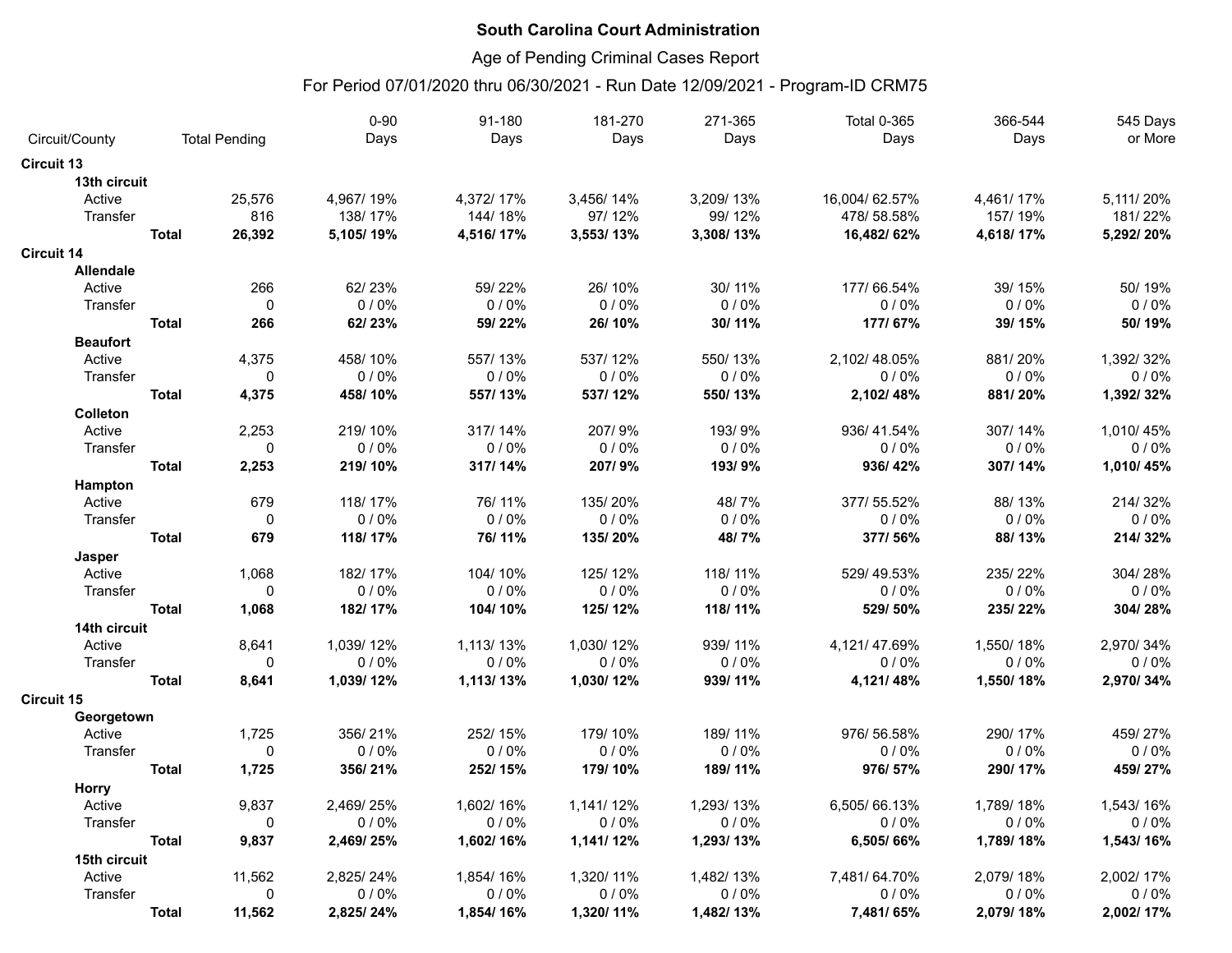**South Carolina Court Administration**

Age of Pending Criminal Cases Report

For Period 07/01/2020 thru 06/30/2021 - Run Date 12/09/2021 - Program-ID CRM75

| Circuit/County | | Total Pending | 0-90 Days | 91-180 Days | 181-270 Days | 271-365 Days | Total 0-365 Days | 366-544 Days | 545 Days or More |
|---|---|---|---|---|---|---|---|---|---|
| **Circuit 13** | | | | | | | | | |
| **13th circuit** | | | | | | | | | |
| Active | | 25,576 | 4,967/ 19% | 4,372/ 17% | 3,456/ 14% | 3,209/ 13% | 16,004/ 62.57% | 4,461/ 17% | 5,111/ 20% |
| Transfer | | 816 | 138/ 17% | 144/ 18% | 97/ 12% | 99/ 12% | 478/ 58.58% | 157/ 19% | 181/ 22% |
| | **Total** | **26,392** | **5,105/ 19%** | **4,516/ 17%** | **3,553/ 13%** | **3,308/ 13%** | **16,482/ 62%** | **4,618/ 17%** | **5,292/ 20%** |
| **Circuit 14** | | | | | | | | | |
| **Allendale** | | | | | | | | | |
| Active | | 266 | 62/ 23% | 59/ 22% | 26/ 10% | 30/ 11% | 177/ 66.54% | 39/ 15% | 50/ 19% |
| Transfer | | 0 | 0 / 0% | 0 / 0% | 0 / 0% | 0 / 0% | 0 / 0% | 0 / 0% | 0 / 0% |
| | **Total** | **266** | **62/ 23%** | **59/ 22%** | **26/ 10%** | **30/ 11%** | **177/ 67%** | **39/ 15%** | **50/ 19%** |
| **Beaufort** | | | | | | | | | |
| Active | | 4,375 | 458/ 10% | 557/ 13% | 537/ 12% | 550/ 13% | 2,102/ 48.05% | 881/ 20% | 1,392/ 32% |
| Transfer | | 0 | 0 / 0% | 0 / 0% | 0 / 0% | 0 / 0% | 0 / 0% | 0 / 0% | 0 / 0% |
| | **Total** | **4,375** | **458/ 10%** | **557/ 13%** | **537/ 12%** | **550/ 13%** | **2,102/ 48%** | **881/ 20%** | **1,392/ 32%** |
| **Colleton** | | | | | | | | | |
| Active | | 2,253 | 219/ 10% | 317/ 14% | 207/ 9% | 193/ 9% | 936/ 41.54% | 307/ 14% | 1,010/ 45% |
| Transfer | | 0 | 0 / 0% | 0 / 0% | 0 / 0% | 0 / 0% | 0 / 0% | 0 / 0% | 0 / 0% |
| | **Total** | **2,253** | **219/ 10%** | **317/ 14%** | **207/ 9%** | **193/ 9%** | **936/ 42%** | **307/ 14%** | **1,010/ 45%** |
| **Hampton** | | | | | | | | | |
| Active | | 679 | 118/ 17% | 76/ 11% | 135/ 20% | 48/ 7% | 377/ 55.52% | 88/ 13% | 214/ 32% |
| Transfer | | 0 | 0 / 0% | 0 / 0% | 0 / 0% | 0 / 0% | 0 / 0% | 0 / 0% | 0 / 0% |
| | **Total** | **679** | **118/ 17%** | **76/ 11%** | **135/ 20%** | **48/ 7%** | **377/ 56%** | **88/ 13%** | **214/ 32%** |
| **Jasper** | | | | | | | | | |
| Active | | 1,068 | 182/ 17% | 104/ 10% | 125/ 12% | 118/ 11% | 529/ 49.53% | 235/ 22% | 304/ 28% |
| Transfer | | 0 | 0 / 0% | 0 / 0% | 0 / 0% | 0 / 0% | 0 / 0% | 0 / 0% | 0 / 0% |
| | **Total** | **1,068** | **182/ 17%** | **104/ 10%** | **125/ 12%** | **118/ 11%** | **529/ 50%** | **235/ 22%** | **304/ 28%** |
| **14th circuit** | | | | | | | | | |
| Active | | 8,641 | 1,039/ 12% | 1,113/ 13% | 1,030/ 12% | 939/ 11% | 4,121/ 47.69% | 1,550/ 18% | 2,970/ 34% |
| Transfer | | 0 | 0 / 0% | 0 / 0% | 0 / 0% | 0 / 0% | 0 / 0% | 0 / 0% | 0 / 0% |
| | **Total** | **8,641** | **1,039/ 12%** | **1,113/ 13%** | **1,030/ 12%** | **939/ 11%** | **4,121/ 48%** | **1,550/ 18%** | **2,970/ 34%** |
| **Circuit 15** | | | | | | | | | |
| **Georgetown** | | | | | | | | | |
| Active | | 1,725 | 356/ 21% | 252/ 15% | 179/ 10% | 189/ 11% | 976/ 56.58% | 290/ 17% | 459/ 27% |
| Transfer | | 0 | 0 / 0% | 0 / 0% | 0 / 0% | 0 / 0% | 0 / 0% | 0 / 0% | 0 / 0% |
| | **Total** | **1,725** | **356/ 21%** | **252/ 15%** | **179/ 10%** | **189/ 11%** | **976/ 57%** | **290/ 17%** | **459/ 27%** |
| **Horry** | | | | | | | | | |
| Active | | 9,837 | 2,469/ 25% | 1,602/ 16% | 1,141/ 12% | 1,293/ 13% | 6,505/ 66.13% | 1,789/ 18% | 1,543/ 16% |
| Transfer | | 0 | 0 / 0% | 0 / 0% | 0 / 0% | 0 / 0% | 0 / 0% | 0 / 0% | 0 / 0% |
| | **Total** | **9,837** | **2,469/ 25%** | **1,602/ 16%** | **1,141/ 12%** | **1,293/ 13%** | **6,505/ 66%** | **1,789/ 18%** | **1,543/ 16%** |
| **15th circuit** | | | | | | | | | |
| Active | | 11,562 | 2,825/ 24% | 1,854/ 16% | 1,320/ 11% | 1,482/ 13% | 7,481/ 64.70% | 2,079/ 18% | 2,002/ 17% |
| Transfer | | 0 | 0 / 0% | 0 / 0% | 0 / 0% | 0 / 0% | 0 / 0% | 0 / 0% | 0 / 0% |
| | **Total** | **11,562** | **2,825/ 24%** | **1,854/ 16%** | **1,320/ 11%** | **1,482/ 13%** | **7,481/ 65%** | **2,079/ 18%** | **2,002/ 17%** |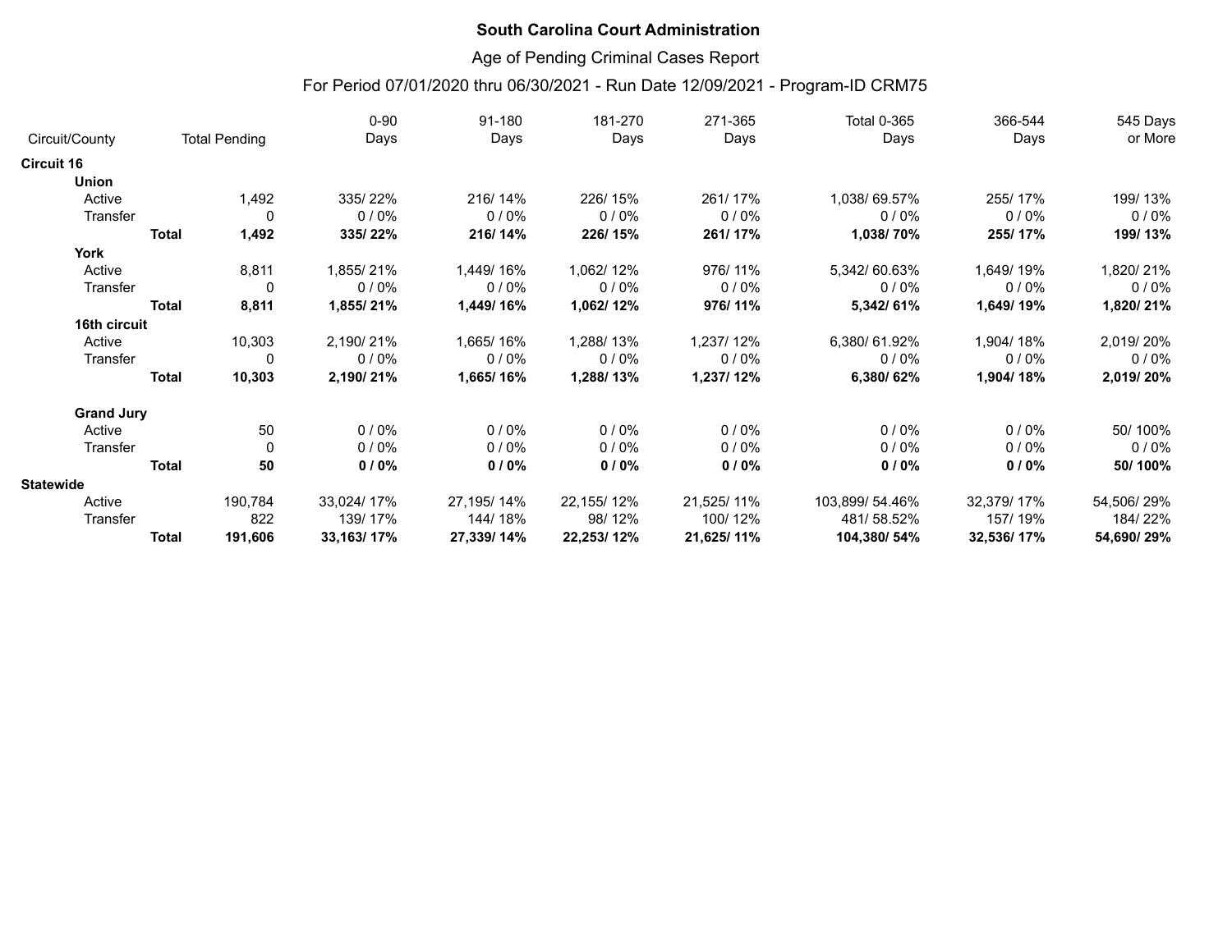**South Carolina Court Administration**

Age of Pending Criminal Cases Report

For Period 07/01/2020 thru 06/30/2021 - Run Date 12/09/2021 - Program-ID CRM75

| Circuit/County | | Total Pending | 0-90 Days | 91-180 Days | 181-270 Days | 271-365 Days | Total 0-365 Days | 366-544 Days | 545 Days or More |
|---|---|---|---|---|---|---|---|---|---|
| **Circuit 16** | | | | | | | | | |
| **Union** | | | | | | | | | |
| Active | | 1,492 | 335/ 22% | 216/ 14% | 226/ 15% | 261/ 17% | 1,038/ 69.57% | 255/ 17% | 199/ 13% |
| Transfer | | 0 | 0 / 0% | 0 / 0% | 0 / 0% | 0 / 0% | 0 / 0% | 0 / 0% | 0 / 0% |
| | **Total** | **1,492** | **335/ 22%** | **216/ 14%** | **226/ 15%** | **261/ 17%** | **1,038/ 70%** | **255/ 17%** | **199/ 13%** |
| **York** | | | | | | | | | |
| Active | | 8,811 | 1,855/ 21% | 1,449/ 16% | 1,062/ 12% | 976/ 11% | 5,342/ 60.63% | 1,649/ 19% | 1,820/ 21% |
| Transfer | | 0 | 0 / 0% | 0 / 0% | 0 / 0% | 0 / 0% | 0 / 0% | 0 / 0% | 0 / 0% |
| | **Total** | **8,811** | **1,855/ 21%** | **1,449/ 16%** | **1,062/ 12%** | **976/ 11%** | **5,342/ 61%** | **1,649/ 19%** | **1,820/ 21%** |
| **16th circuit** | | | | | | | | | |
| Active | | 10,303 | 2,190/ 21% | 1,665/ 16% | 1,288/ 13% | 1,237/ 12% | 6,380/ 61.92% | 1,904/ 18% | 2,019/ 20% |
| Transfer | | 0 | 0 / 0% | 0 / 0% | 0 / 0% | 0 / 0% | 0 / 0% | 0 / 0% | 0 / 0% |
| | **Total** | **10,303** | **2,190/ 21%** | **1,665/ 16%** | **1,288/ 13%** | **1,237/ 12%** | **6,380/ 62%** | **1,904/ 18%** | **2,019/ 20%** |
| **Grand Jury** | | | | | | | | | |
| Active | | 50 | 0 / 0% | 0 / 0% | 0 / 0% | 0 / 0% | 0 / 0% | 0 / 0% | 50/ 100% |
| Transfer | | 0 | 0 / 0% | 0 / 0% | 0 / 0% | 0 / 0% | 0 / 0% | 0 / 0% | 0 / 0% |
| | **Total** | **50** | **0 / 0%** | **0 / 0%** | **0 / 0%** | **0 / 0%** | **0 / 0%** | **0 / 0%** | **50/ 100%** |
| **Statewide** | | | | | | | | | |
| Active | | 190,784 | 33,024/ 17% | 27,195/ 14% | 22,155/ 12% | 21,525/ 11% | 103,899/ 54.46% | 32,379/ 17% | 54,506/ 29% |
| Transfer | | 822 | 139/ 17% | 144/ 18% | 98/ 12% | 100/ 12% | 481/ 58.52% | 157/ 19% | 184/ 22% |
| | **Total** | **191,606** | **33,163/ 17%** | **27,339/ 14%** | **22,253/ 12%** | **21,625/ 11%** | **104,380/ 54%** | **32,536/ 17%** | **54,690/ 29%** |